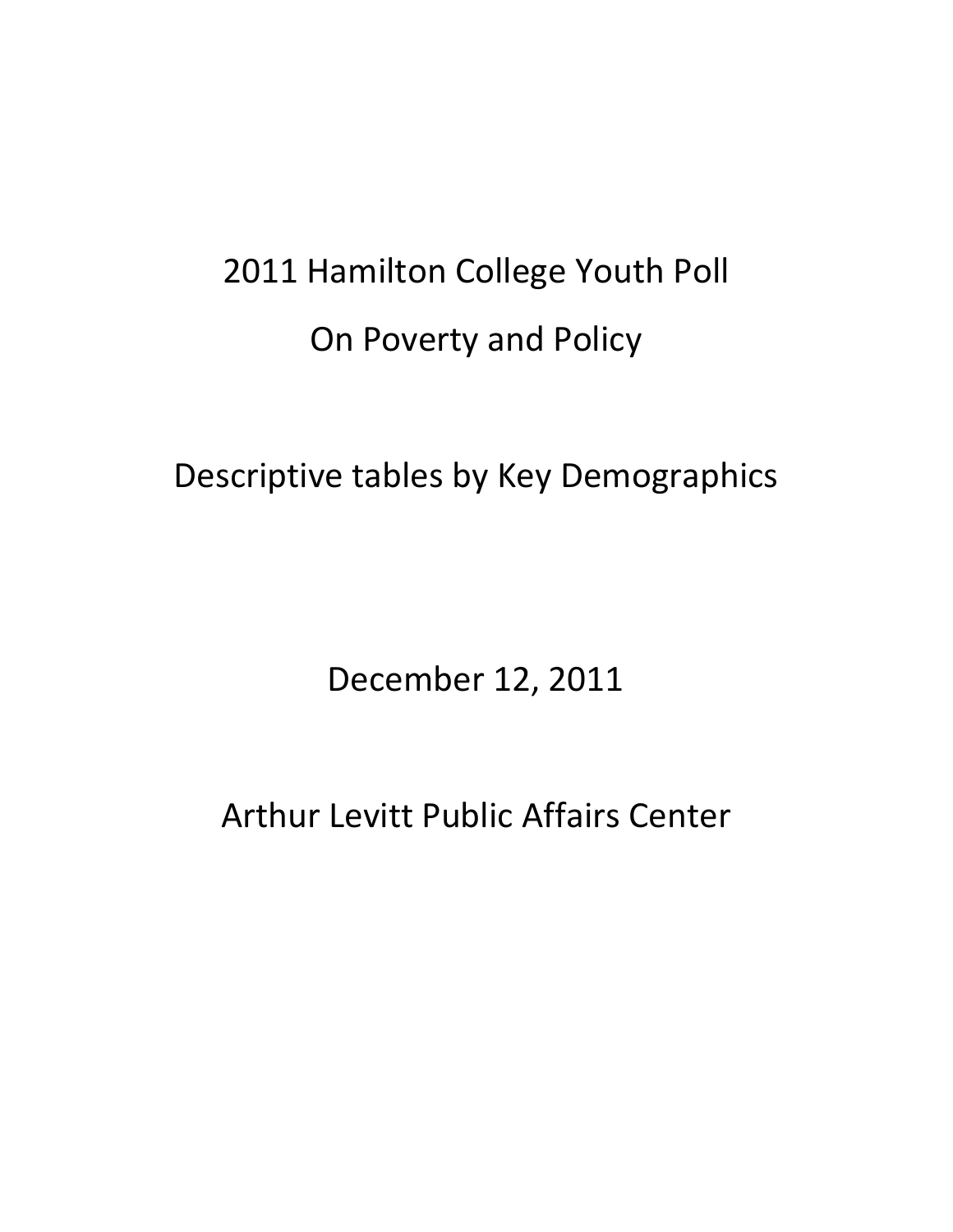# 2011 Hamilton College Youth Poll

# On Poverty and Policy

## Descriptive tables by Key Demographics

December 12, 2011

Arthur Levitt Public Affairs Center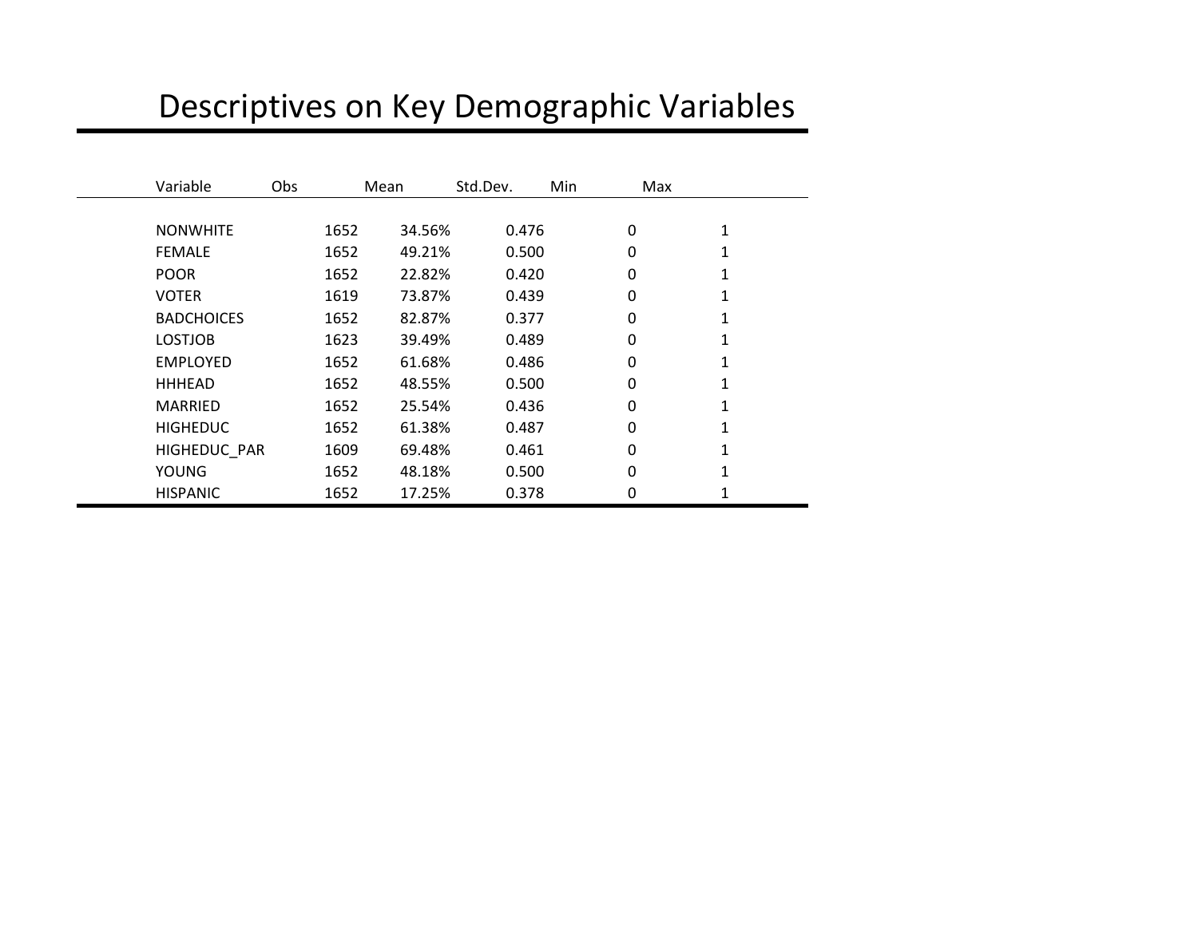# Descriptives on Key Demographic Variables

| Variable | Obs | Mean | Std.Dev. | Min | Max |
|---|---|---|---|---|---|
| NONWHITE | 1652 | 34.56% | 0.476 | 0 | 1 |
| FEMALE | 1652 | 49.21% | 0.500 | 0 | 1 |
| POOR | 1652 | 22.82% | 0.420 | 0 | 1 |
| VOTER | 1619 | 73.87% | 0.439 | 0 | 1 |
| BADCHOICES | 1652 | 82.87% | 0.377 | 0 | 1 |
| LOSTJOB | 1623 | 39.49% | 0.489 | 0 | 1 |
| EMPLOYED | 1652 | 61.68% | 0.486 | 0 | 1 |
| HHHEAD | 1652 | 48.55% | 0.500 | 0 | 1 |
| MARRIED | 1652 | 25.54% | 0.436 | 0 | 1 |
| HIGHEDUC | 1652 | 61.38% | 0.487 | 0 | 1 |
| HIGHEDUC_PAR | 1609 | 69.48% | 0.461 | 0 | 1 |
| YOUNG | 1652 | 48.18% | 0.500 | 0 | 1 |
| HISPANIC | 1652 | 17.25% | 0.378 | 0 | 1 |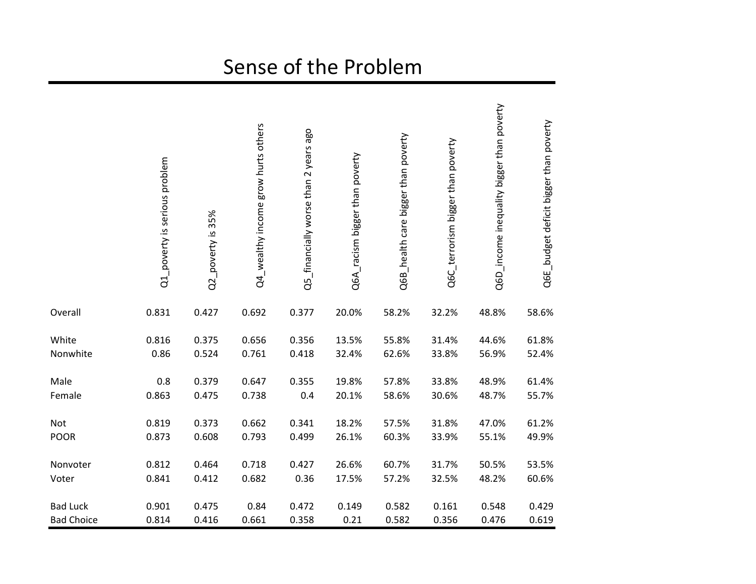# Sense of the Problem

| | Q1_poverty is serious problem | Q2_poverty is 35% | Q4_wealthy income grow hurts others | Q5_financially worse than 2 years ago | Q6A_racism bigger than poverty | Q6B_health care bigger than poverty | Q6C_terrorism bigger than poverty | Q6D_income inequality bigger than poverty | Q6E_budget deficit bigger than poverty |
|---|---|---|---|---|---|---|---|---|---|
| Overall | 0.831 | 0.427 | 0.692 | 0.377 | 20.0% | 58.2% | 32.2% | 48.8% | 58.6% |
| White | 0.816 | 0.375 | 0.656 | 0.356 | 13.5% | 55.8% | 31.4% | 44.6% | 61.8% |
| Nonwhite | 0.86 | 0.524 | 0.761 | 0.418 | 32.4% | 62.6% | 33.8% | 56.9% | 52.4% |
| Male | 0.8 | 0.379 | 0.647 | 0.355 | 19.8% | 57.8% | 33.8% | 48.9% | 61.4% |
| Female | 0.863 | 0.475 | 0.738 | 0.4 | 20.1% | 58.6% | 30.6% | 48.7% | 55.7% |
| Not | 0.819 | 0.373 | 0.662 | 0.341 | 18.2% | 57.5% | 31.8% | 47.0% | 61.2% |
| POOR | 0.873 | 0.608 | 0.793 | 0.499 | 26.1% | 60.3% | 33.9% | 55.1% | 49.9% |
| Nonvoter | 0.812 | 0.464 | 0.718 | 0.427 | 26.6% | 60.7% | 31.7% | 50.5% | 53.5% |
| Voter | 0.841 | 0.412 | 0.682 | 0.36 | 17.5% | 57.2% | 32.5% | 48.2% | 60.6% |
| Bad Luck | 0.901 | 0.475 | 0.84 | 0.472 | 0.149 | 0.582 | 0.161 | 0.548 | 0.429 |
| Bad Choice | 0.814 | 0.416 | 0.661 | 0.358 | 0.21 | 0.582 | 0.356 | 0.476 | 0.619 |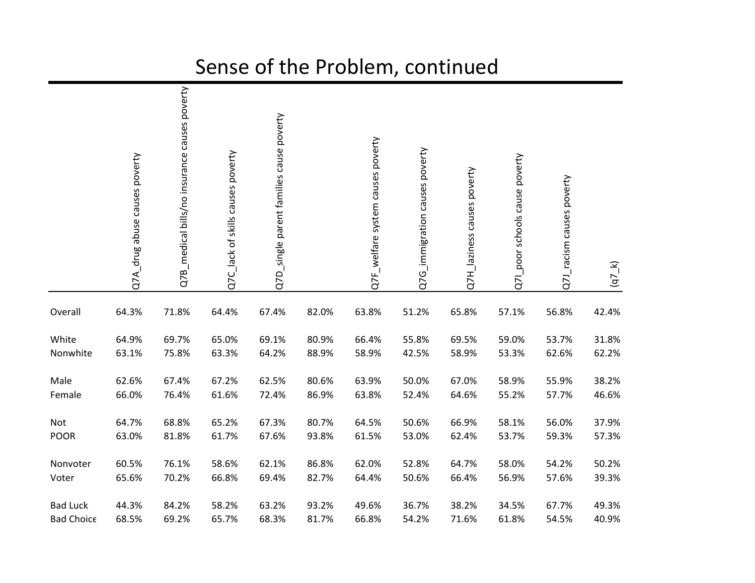# Sense of the Problem, continued

| | Q7A_drug abuse causes poverty | Q7B_medical bills/no insurance causes poverty | Q7C_lack of skills causes poverty | Q7D_single parent families cause poverty | | Q7F_welfare system causes poverty | Q7G_immigration causes poverty | Q7H_laziness causes poverty | Q7I_poor schools cause poverty | Q7J_racism causes poverty | (q7_k) |
|---|---|---|---|---|---|---|---|---|---|---|---|
| Overall | 64.3% | 71.8% | 64.4% | 67.4% | 82.0% | 63.8% | 51.2% | 65.8% | 57.1% | 56.8% | 42.4% |
| White | 64.9% | 69.7% | 65.0% | 69.1% | 80.9% | 66.4% | 55.8% | 69.5% | 59.0% | 53.7% | 31.8% |
| Nonwhite | 63.1% | 75.8% | 63.3% | 64.2% | 88.9% | 58.9% | 42.5% | 58.9% | 53.3% | 62.6% | 62.2% |
| Male | 62.6% | 67.4% | 67.2% | 62.5% | 80.6% | 63.9% | 50.0% | 67.0% | 58.9% | 55.9% | 38.2% |
| Female | 66.0% | 76.4% | 61.6% | 72.4% | 86.9% | 63.8% | 52.4% | 64.6% | 55.2% | 57.7% | 46.6% |
| Not | 64.7% | 68.8% | 65.2% | 67.3% | 80.7% | 64.5% | 50.6% | 66.9% | 58.1% | 56.0% | 37.9% |
| POOR | 63.0% | 81.8% | 61.7% | 67.6% | 93.8% | 61.5% | 53.0% | 62.4% | 53.7% | 59.3% | 57.3% |
| Nonvoter | 60.5% | 76.1% | 58.6% | 62.1% | 86.8% | 62.0% | 52.8% | 64.7% | 58.0% | 54.2% | 50.2% |
| Voter | 65.6% | 70.2% | 66.8% | 69.4% | 82.7% | 64.4% | 50.6% | 66.4% | 56.9% | 57.6% | 39.3% |
| Bad Luck | 44.3% | 84.2% | 58.2% | 63.2% | 93.2% | 49.6% | 36.7% | 38.2% | 34.5% | 67.7% | 49.3% |
| Bad Choice | 68.5% | 69.2% | 65.7% | 68.3% | 81.7% | 66.8% | 54.2% | 71.6% | 61.8% | 54.5% | 40.9% |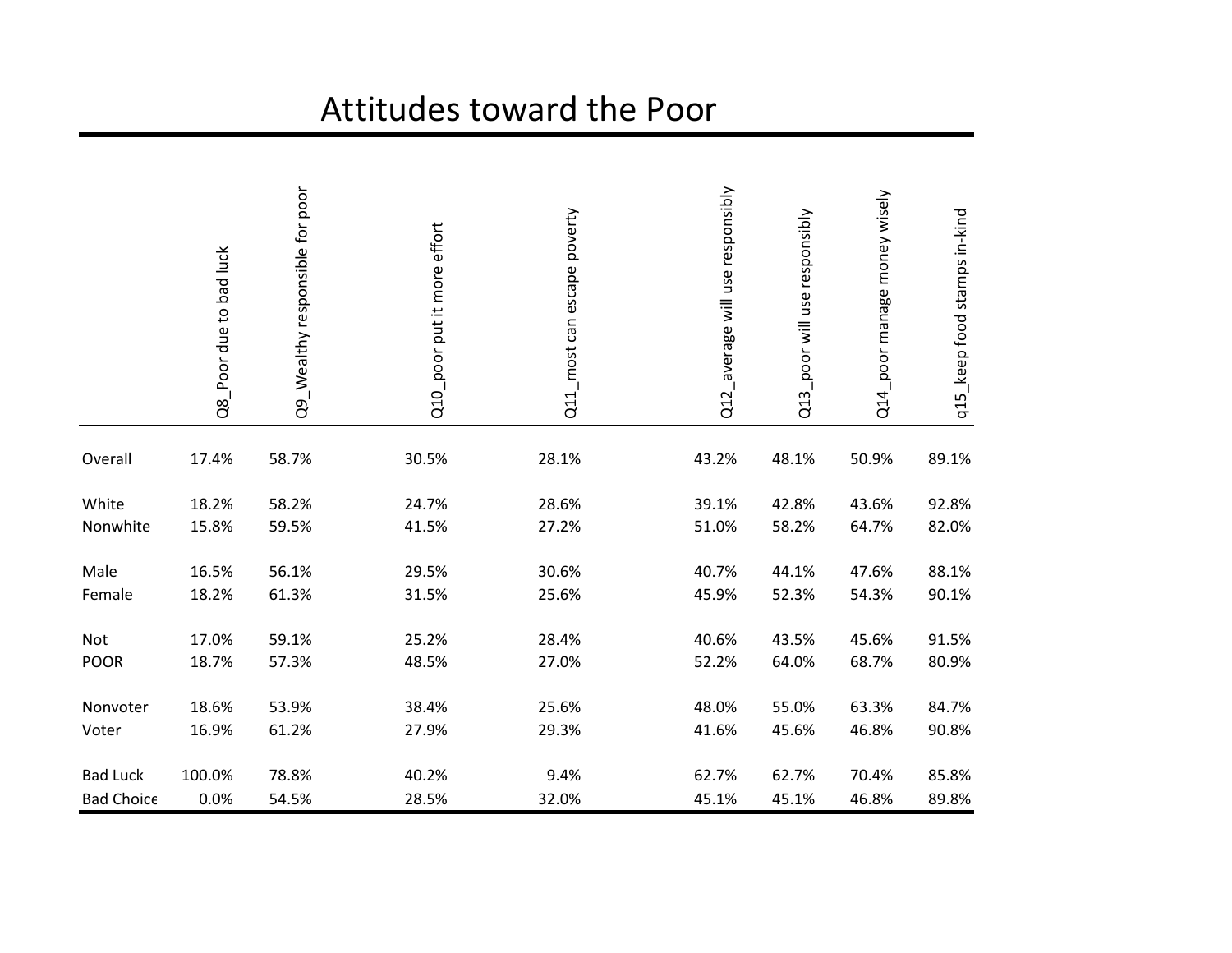# Attitudes toward the Poor

| | Q8_Poor due to bad luck | Q9_Wealthy responsible for poor | Q10_poor put it more effort | Q11_most can escape poverty | Q12_average will use responsibly | Q13_poor will use responsibly | Q14_poor manage money wisely | q15_keep food stamps in-kind |
|---|---|---|---|---|---|---|---|---|
| Overall | 17.4% | 58.7% | 30.5% | 28.1% | 43.2% | 48.1% | 50.9% | 89.1% |
| White | 18.2% | 58.2% | 24.7% | 28.6% | 39.1% | 42.8% | 43.6% | 92.8% |
| Nonwhite | 15.8% | 59.5% | 41.5% | 27.2% | 51.0% | 58.2% | 64.7% | 82.0% |
| Male | 16.5% | 56.1% | 29.5% | 30.6% | 40.7% | 44.1% | 47.6% | 88.1% |
| Female | 18.2% | 61.3% | 31.5% | 25.6% | 45.9% | 52.3% | 54.3% | 90.1% |
| Not | 17.0% | 59.1% | 25.2% | 28.4% | 40.6% | 43.5% | 45.6% | 91.5% |
| POOR | 18.7% | 57.3% | 48.5% | 27.0% | 52.2% | 64.0% | 68.7% | 80.9% |
| Nonvoter | 18.6% | 53.9% | 38.4% | 25.6% | 48.0% | 55.0% | 63.3% | 84.7% |
| Voter | 16.9% | 61.2% | 27.9% | 29.3% | 41.6% | 45.6% | 46.8% | 90.8% |
| Bad Luck | 100.0% | 78.8% | 40.2% | 9.4% | 62.7% | 62.7% | 70.4% | 85.8% |
| Bad Choice | 0.0% | 54.5% | 28.5% | 32.0% | 45.1% | 45.1% | 46.8% | 89.8% |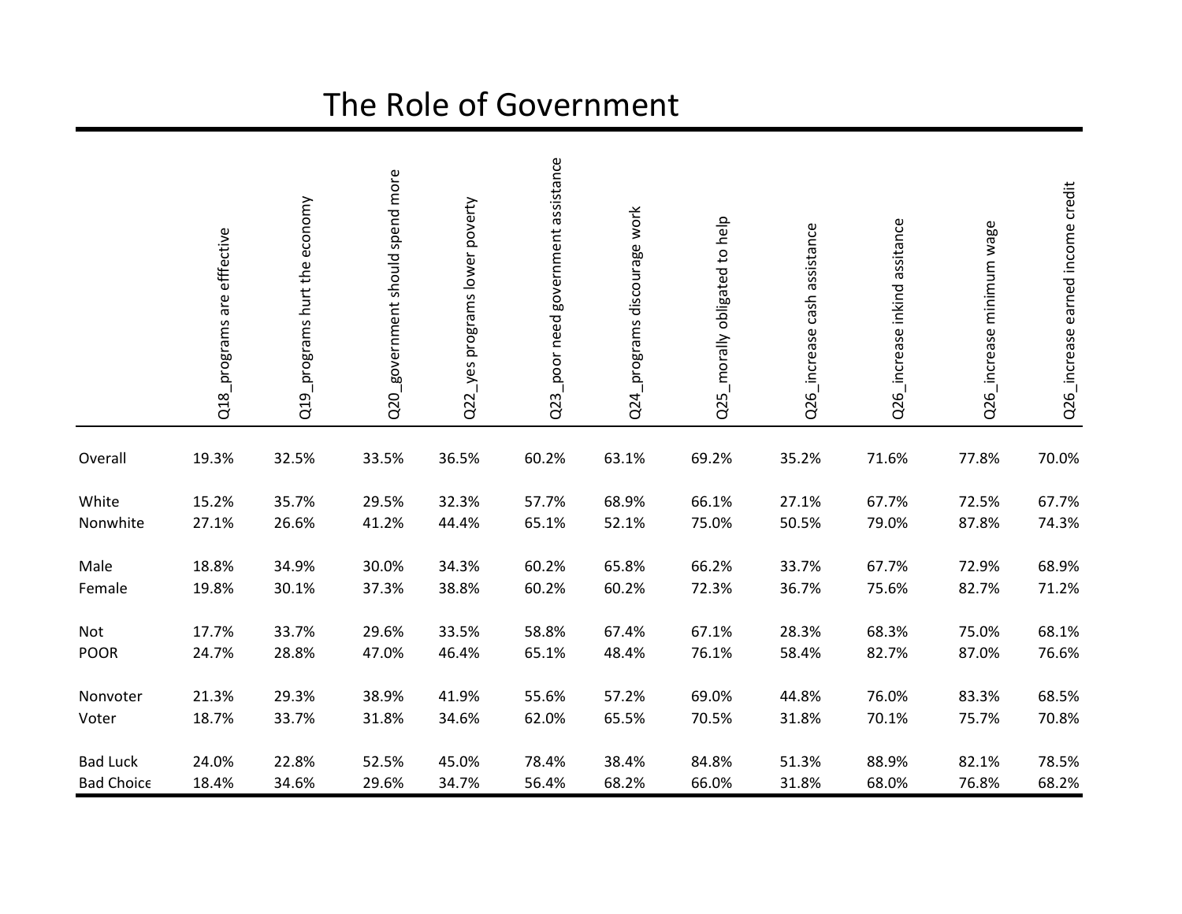# The Role of Government

| | Q18_programs are effective | Q19_programs hurt the economy | Q20_government should spend more | Q22_yes programs lower poverty | Q23_poor need government assistance | Q24_programs discourage work | Q25_morally obligated to help | Q26_increase cash assistance | Q26_increase inkind assitance | Q26_increase minimum wage | Q26_increase earned income credit |
|---|---|---|---|---|---|---|---|---|---|---|---|
| Overall | 19.3% | 32.5% | 33.5% | 36.5% | 60.2% | 63.1% | 69.2% | 35.2% | 71.6% | 77.8% | 70.0% |
| White | 15.2% | 35.7% | 29.5% | 32.3% | 57.7% | 68.9% | 66.1% | 27.1% | 67.7% | 72.5% | 67.7% |
| Nonwhite | 27.1% | 26.6% | 41.2% | 44.4% | 65.1% | 52.1% | 75.0% | 50.5% | 79.0% | 87.8% | 74.3% |
| Male | 18.8% | 34.9% | 30.0% | 34.3% | 60.2% | 65.8% | 66.2% | 33.7% | 67.7% | 72.9% | 68.9% |
| Female | 19.8% | 30.1% | 37.3% | 38.8% | 60.2% | 60.2% | 72.3% | 36.7% | 75.6% | 82.7% | 71.2% |
| Not | 17.7% | 33.7% | 29.6% | 33.5% | 58.8% | 67.4% | 67.1% | 28.3% | 68.3% | 75.0% | 68.1% |
| POOR | 24.7% | 28.8% | 47.0% | 46.4% | 65.1% | 48.4% | 76.1% | 58.4% | 82.7% | 87.0% | 76.6% |
| Nonvoter | 21.3% | 29.3% | 38.9% | 41.9% | 55.6% | 57.2% | 69.0% | 44.8% | 76.0% | 83.3% | 68.5% |
| Voter | 18.7% | 33.7% | 31.8% | 34.6% | 62.0% | 65.5% | 70.5% | 31.8% | 70.1% | 75.7% | 70.8% |
| Bad Luck | 24.0% | 22.8% | 52.5% | 45.0% | 78.4% | 38.4% | 84.8% | 51.3% | 88.9% | 82.1% | 78.5% |
| Bad Choice | 18.4% | 34.6% | 29.6% | 34.7% | 56.4% | 68.2% | 66.0% | 31.8% | 68.0% | 76.8% | 68.2% |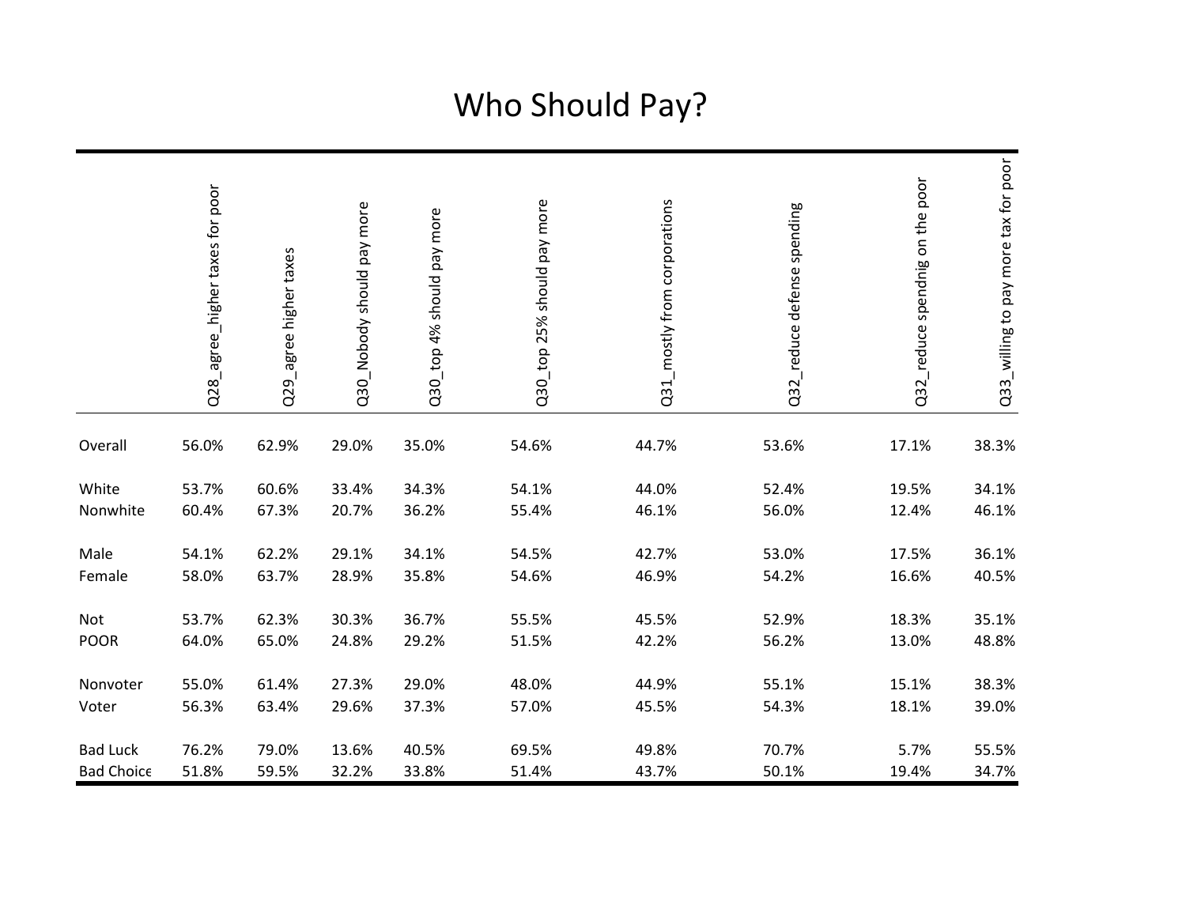# Who Should Pay?

| | Q28_agree_higher taxes for poor | Q29_agree higher taxes | Q30_Nobody should pay more | Q30_top 4% should pay more | Q30_top 25% should pay more | Q31_mostly from corporations | Q32_reduce defense spending | Q32_reduce spendnig on the poor | Q33_willing to pay more tax for poor |
|---|---|---|---|---|---|---|---|---|---|
| Overall | 56.0% | 62.9% | 29.0% | 35.0% | 54.6% | 44.7% | 53.6% | 17.1% | 38.3% |
| White | 53.7% | 60.6% | 33.4% | 34.3% | 54.1% | 44.0% | 52.4% | 19.5% | 34.1% |
| Nonwhite | 60.4% | 67.3% | 20.7% | 36.2% | 55.4% | 46.1% | 56.0% | 12.4% | 46.1% |
| Male | 54.1% | 62.2% | 29.1% | 34.1% | 54.5% | 42.7% | 53.0% | 17.5% | 36.1% |
| Female | 58.0% | 63.7% | 28.9% | 35.8% | 54.6% | 46.9% | 54.2% | 16.6% | 40.5% |
| Not | 53.7% | 62.3% | 30.3% | 36.7% | 55.5% | 45.5% | 52.9% | 18.3% | 35.1% |
| POOR | 64.0% | 65.0% | 24.8% | 29.2% | 51.5% | 42.2% | 56.2% | 13.0% | 48.8% |
| Nonvoter | 55.0% | 61.4% | 27.3% | 29.0% | 48.0% | 44.9% | 55.1% | 15.1% | 38.3% |
| Voter | 56.3% | 63.4% | 29.6% | 37.3% | 57.0% | 45.5% | 54.3% | 18.1% | 39.0% |
| Bad Luck | 76.2% | 79.0% | 13.6% | 40.5% | 69.5% | 49.8% | 70.7% | 5.7% | 55.5% |
| Bad Choice | 51.8% | 59.5% | 32.2% | 33.8% | 51.4% | 43.7% | 50.1% | 19.4% | 34.7% |